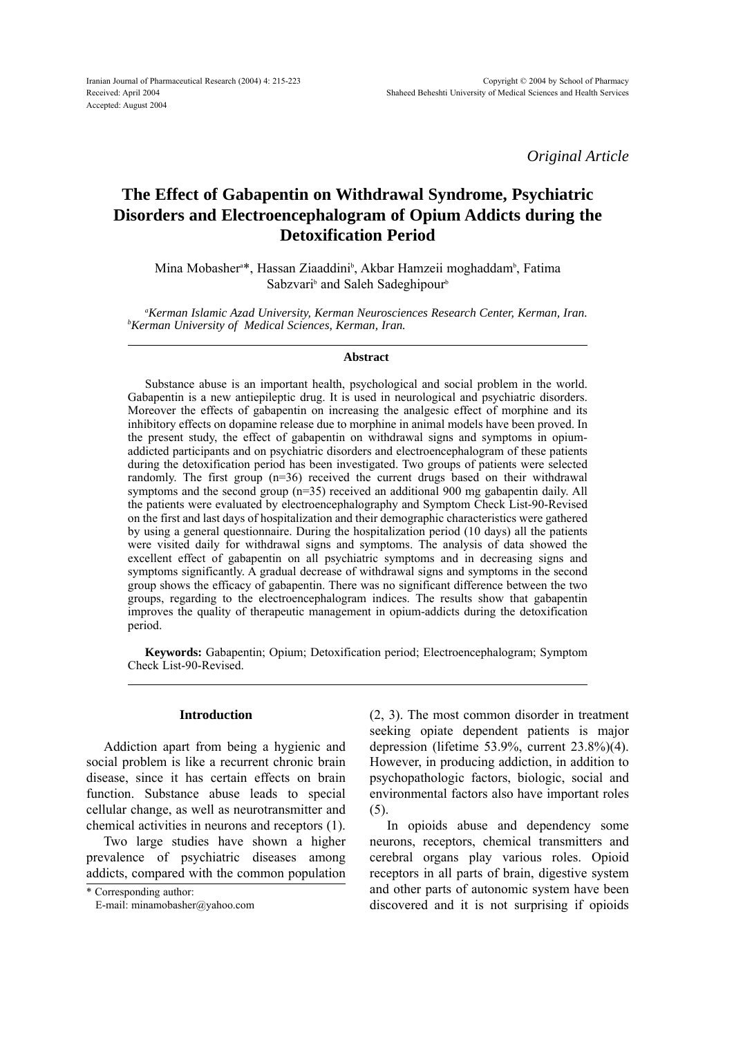*Original Article*

# The Effect of Gabapentin on Withdrawal Syndrome, Psychiatric Disorders and Electroencephalogram of Opium Addicts during the Detoxification Period

Mina Mobasher[a]*, Hassan Ziaaddini[b], Akbar Hamzeii moghaddam[b], Fatima Sabzvari[b] and Saleh Sadeghipour[b]

[a]*Kerman Islamic Azad University, Kerman Neurosciences Research Center, Kerman, Iran.*
[b]*Kerman University of Medical Sciences, Kerman, Iran.*

## Abstract

Substance abuse is an important health, psychological and social problem in the world. Gabapentin is a new antiepileptic drug. It is used in neurological and psychiatric disorders. Moreover the effects of gabapentin on increasing the analgesic effect of morphine and its inhibitory effects on dopamine release due to morphine in animal models have been proved. In the present study, the effect of gabapentin on withdrawal signs and symptoms in opium-addicted participants and on psychiatric disorders and electroencephalogram of these patients during the detoxification period has been investigated. Two groups of patients were selected randomly. The first group (n=36) received the current drugs based on their withdrawal symptoms and the second group (n=35) received an additional 900 mg gabapentin daily. All the patients were evaluated by electroencephalography and Symptom Check List-90-Revised on the first and last days of hospitalization and their demographic characteristics were gathered by using a general questionnaire. During the hospitalization period (10 days) all the patients were visited daily for withdrawal signs and symptoms. The analysis of data showed the excellent effect of gabapentin on all psychiatric symptoms and in decreasing signs and symptoms significantly. A gradual decrease of withdrawal signs and symptoms in the second group shows the efficacy of gabapentin. There was no significant difference between the two groups, regarding to the electroencephalogram indices. The results show that gabapentin improves the quality of therapeutic management in opium-addicts during the detoxification period.

**Keywords:** Gabapentin; Opium; Detoxification period; Electroencephalogram; Symptom Check List-90-Revised.

## Introduction

Addiction apart from being a hygienic and social problem is like a recurrent chronic brain disease, since it has certain effects on brain function. Substance abuse leads to special cellular change, as well as neurotransmitter and chemical activities in neurons and receptors (1).

Two large studies have shown a higher prevalence of psychiatric diseases among addicts, compared with the common population (2, 3). The most common disorder in treatment seeking opiate dependent patients is major depression (lifetime 53.9%, current 23.8%)(4). However, in producing addiction, in addition to psychopathologic factors, biologic, social and environmental factors also have important roles (5).

In opioids abuse and dependency some neurons, receptors, chemical transmitters and cerebral organs play various roles. Opioid receptors in all parts of brain, digestive system and other parts of autonomic system have been discovered and it is not surprising if opioids

\* Corresponding author:
E-mail: minamobasher@yahoo.com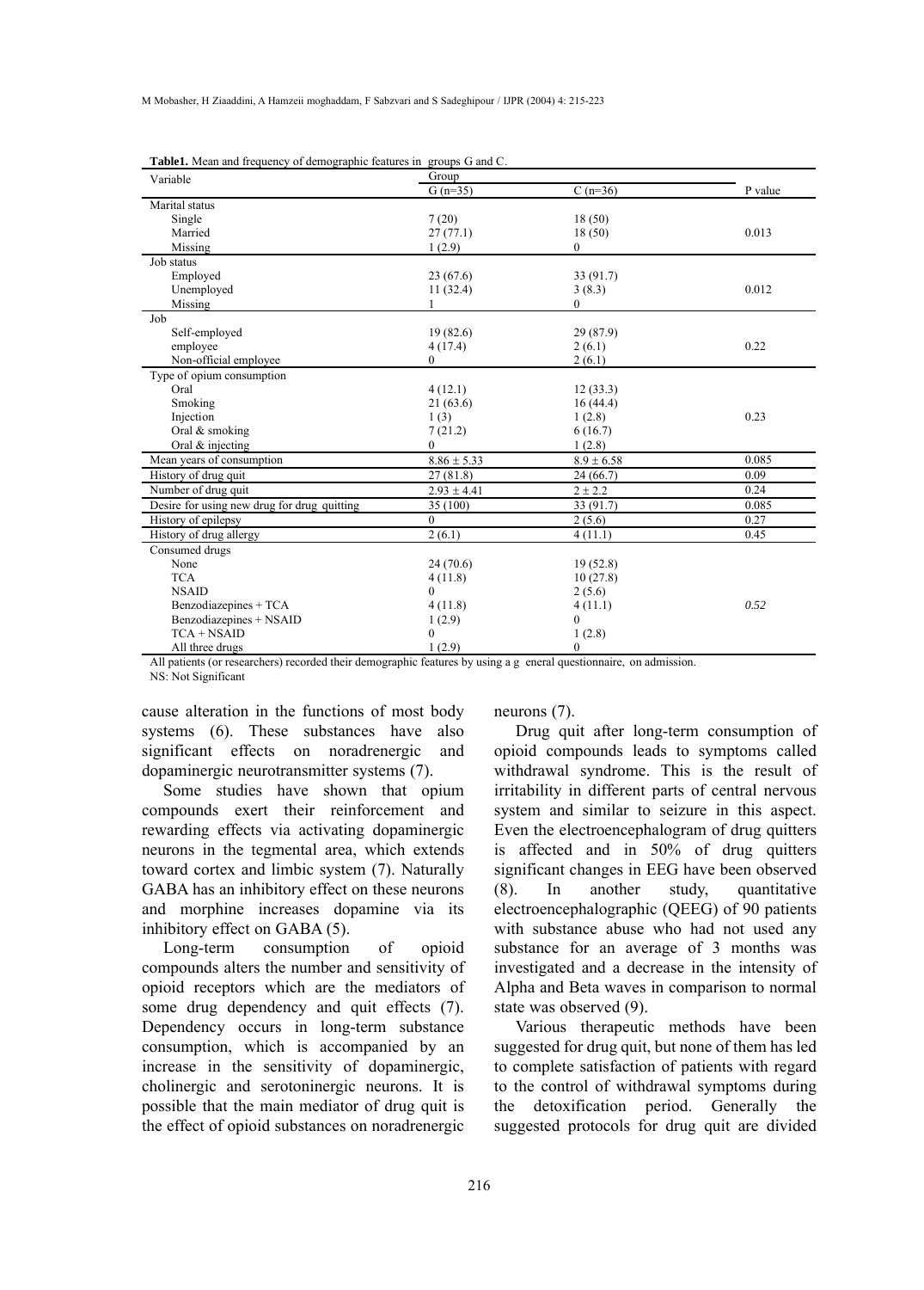**Table1.** Mean and frequency of demographic features in groups G and C.

| Variable | Group | | P value |
|---|---|---|---|
| | G (n=35) | C (n=36) | |
| Marital status | | | |
| Single | 7 (20) | 18 (50) | |
| Married | 27 (77.1) | 18 (50) | 0.013 |
| Missing | 1 (2.9) | 0 | |
| Job status | | | |
| Employed | 23 (67.6) | 33 (91.7) | |
| Unemployed | 11 (32.4) | 3 (8.3) | 0.012 |
| Missing | 1 | 0 | |
| Job | | | |
| Self-employed | 19 (82.6) | 29 (87.9) | |
| employee | 4 (17.4) | 2 (6.1) | 0.22 |
| Non-official employee | 0 | 2 (6.1) | |
| Type of opium consumption | | | |
| Oral | 4 (12.1) | 12 (33.3) | |
| Smoking | 21 (63.6) | 16 (44.4) | |
| Injection | 1 (3) | 1 (2.8) | 0.23 |
| Oral & smoking | 7 (21.2) | 6 (16.7) | |
| Oral & injecting | 0 | 1 (2.8) | |
| Mean years of consumption | 8.86 ± 5.33 | 8.9 ± 6.58 | 0.085 |
| History of drug quit | 27 (81.8) | 24 (66.7) | 0.09 |
| Number of drug quit | 2.93 ± 4.41 | 2 ± 2.2 | 0.24 |
| Desire for using new drug for drug quitting | 35 (100) | 33 (91.7) | 0.085 |
| History of epilepsy | 0 | 2 (5.6) | 0.27 |
| History of drug allergy | 2 (6.1) | 4 (11.1) | 0.45 |
| Consumed drugs | | | |
| None | 24 (70.6) | 19 (52.8) | |
| TCA | 4 (11.8) | 10 (27.8) | |
| NSAID | 0 | 2 (5.6) | |
| Benzodiazepines + TCA | 4 (11.8) | 4 (11.1) | *0.52* |
| Benzodiazepines + NSAID | 1 (2.9) | 0 | |
| TCA + NSAID | 0 | 1 (2.8) | |
| All three drugs | 1 (2.9) | 0 | |

All patients (or researchers) recorded their demographic features by using a g eneral questionnaire, on admission.
NS: Not Significant

cause alteration in the functions of most body systems (6). These substances have also significant effects on noradrenergic and dopaminergic neurotransmitter systems (7).

Some studies have shown that opium compounds exert their reinforcement and rewarding effects via activating dopaminergic neurons in the tegmental area, which extends toward cortex and limbic system (7). Naturally GABA has an inhibitory effect on these neurons and morphine increases dopamine via its inhibitory effect on GABA (5).

Long-term consumption of opioid compounds alters the number and sensitivity of opioid receptors which are the mediators of some drug dependency and quit effects (7). Dependency occurs in long-term substance consumption, which is accompanied by an increase in the sensitivity of dopaminergic, cholinergic and serotoninergic neurons. It is possible that the main mediator of drug quit is the effect of opioid substances on noradrenergic neurons (7).

Drug quit after long-term consumption of opioid compounds leads to symptoms called withdrawal syndrome. This is the result of irritability in different parts of central nervous system and similar to seizure in this aspect. Even the electroencephalogram of drug quitters is affected and in 50% of drug quitters significant changes in EEG have been observed (8). In another study, quantitative electroencephalographic (QEEG) of 90 patients with substance abuse who had not used any substance for an average of 3 months was investigated and a decrease in the intensity of Alpha and Beta waves in comparison to normal state was observed (9).

Various therapeutic methods have been suggested for drug quit, but none of them has led to complete satisfaction of patients with regard to the control of withdrawal symptoms during the detoxification period. Generally the suggested protocols for drug quit are divided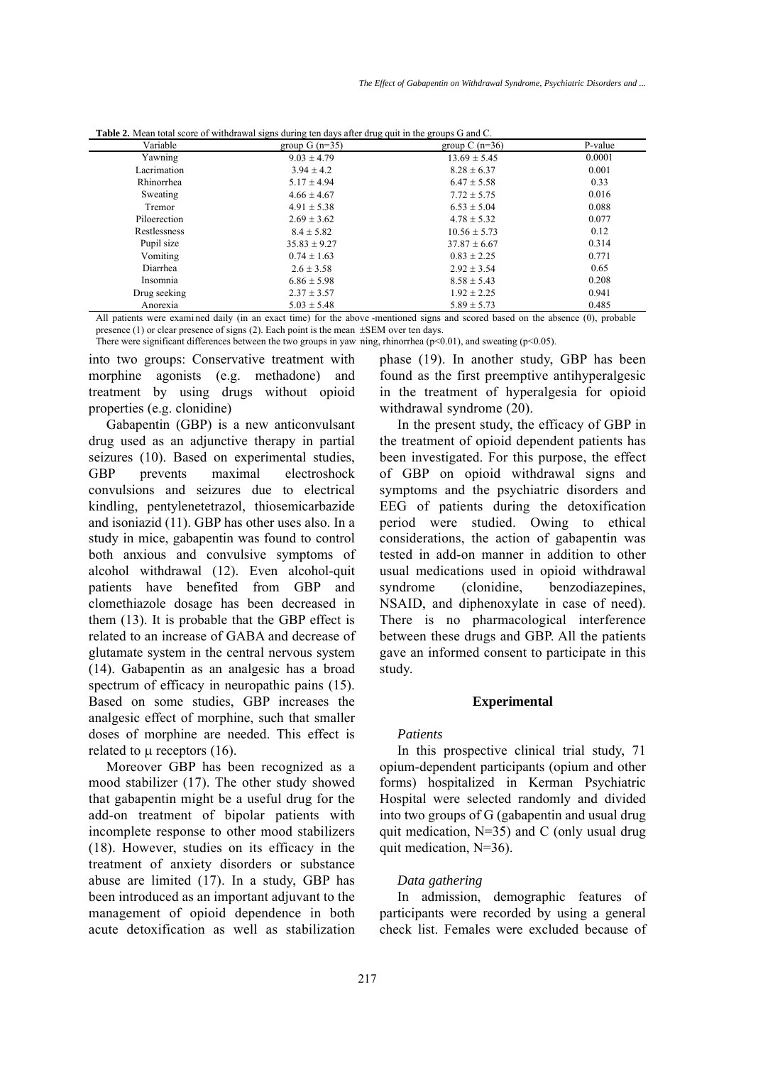**Table 2.** Mean total score of withdrawal signs during ten days after drug quit in the groups G and C.

| Variable | group G (n=35) | group C (n=36) | P-value |
|---|---|---|---|
| Yawning | 9.03 ± 4.79 | 13.69 ± 5.45 | 0.0001 |
| Lacrimation | 3.94 ± 4.2 | 8.28 ± 6.37 | 0.001 |
| Rhinorrhea | 5.17 ± 4.94 | 6.47 ± 5.58 | 0.33 |
| Sweating | 4.66 ± 4.67 | 7.72 ± 5.75 | 0.016 |
| Tremor | 4.91 ± 5.38 | 6.53 ± 5.04 | 0.088 |
| Piloerection | 2.69 ± 3.62 | 4.78 ± 5.32 | 0.077 |
| Restlessness | 8.4 ± 5.82 | 10.56 ± 5.73 | 0.12 |
| Pupil size | 35.83 ± 9.27 | 37.87 ± 6.67 | 0.314 |
| Vomiting | 0.74 ± 1.63 | 0.83 ± 2.25 | 0.771 |
| Diarrhea | 2.6 ± 3.58 | 2.92 ± 3.54 | 0.65 |
| Insomnia | 6.86 ± 5.98 | 8.58 ± 5.43 | 0.208 |
| Drug seeking | 2.37 ± 3.57 | 1.92 ± 2.25 | 0.941 |
| Anorexia | 5.03 ± 5.48 | 5.89 ± 5.73 | 0.485 |

All patients were examined daily (in an exact time) for the above -mentioned signs and scored based on the absence (0), probable presence (1) or clear presence of signs (2). Each point is the mean ±SEM over ten days.
There were significant differences between the two groups in yawning, rhinorrhea ($p<0.01$), and sweating ($p<0.05$).

into two groups: Conservative treatment with morphine agonists (e.g. methadone) and treatment by using drugs without opioid properties (e.g. clonidine)

Gabapentin (GBP) is a new anticonvulsant drug used as an adjunctive therapy in partial seizures (10). Based on experimental studies, GBP prevents maximal electroshock convulsions and seizures due to electrical kindling, pentylenetetrazol, thiosemicarbazide and isoniazid (11). GBP has other uses also. In a study in mice, gabapentin was found to control both anxious and convulsive symptoms of alcohol withdrawal (12). Even alcohol-quit patients have benefited from GBP and clomethiazole dosage has been decreased in them (13). It is probable that the GBP effect is related to an increase of GABA and decrease of glutamate system in the central nervous system (14). Gabapentin as an analgesic has a broad spectrum of efficacy in neuropathic pains (15). Based on some studies, GBP increases the analgesic effect of morphine, such that smaller doses of morphine are needed. This effect is related to μ receptors (16).

Moreover GBP has been recognized as a mood stabilizer (17). The other study showed that gabapentin might be a useful drug for the add-on treatment of bipolar patients with incomplete response to other mood stabilizers (18). However, studies on its efficacy in the treatment of anxiety disorders or substance abuse are limited (17). In a study, GBP has been introduced as an important adjuvant to the management of opioid dependence in both acute detoxification as well as stabilization phase (19). In another study, GBP has been found as the first preemptive antihyperalgesic in the treatment of hyperalgesia for opioid withdrawal syndrome (20).

In the present study, the efficacy of GBP in the treatment of opioid dependent patients has been investigated. For this purpose, the effect of GBP on opioid withdrawal signs and symptoms and the psychiatric disorders and EEG of patients during the detoxification period were studied. Owing to ethical considerations, the action of gabapentin was tested in add-on manner in addition to other usual medications used in opioid withdrawal syndrome (clonidine, benzodiazepines, NSAID, and diphenoxylate in case of need). There is no pharmacological interference between these drugs and GBP. All the patients gave an informed consent to participate in this study.

## Experimental

### *Patients*

In this prospective clinical trial study, 71 opium-dependent participants (opium and other forms) hospitalized in Kerman Psychiatric Hospital were selected randomly and divided into two groups of G (gabapentin and usual drug quit medication, N=35) and C (only usual drug quit medication, N=36).

### *Data gathering*

In admission, demographic features of participants were recorded by using a general check list. Females were excluded because of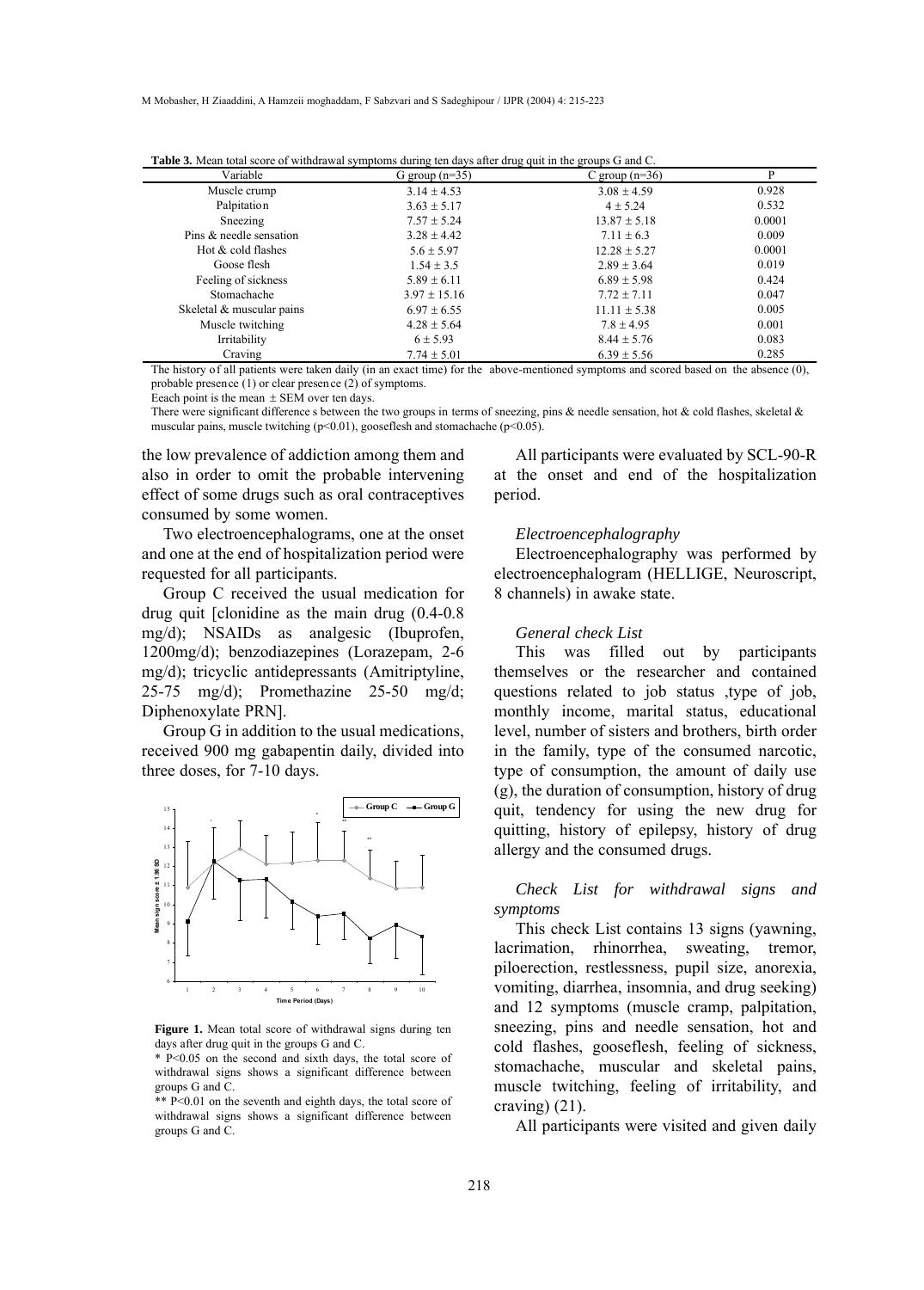**Table 3.** Mean total score of withdrawal symptoms during ten days after drug quit in the groups G and C.

| Variable | G group (n=35) | C group (n=36) | P |
|---|---|---|---|
| Muscle crump | 3.14 ± 4.53 | 3.08 ± 4.59 | 0.928 |
| Palpitation | 3.63 ± 5.17 | 4 ± 5.24 | 0.532 |
| Sneezing | 7.57 ± 5.24 | 13.87 ± 5.18 | 0.0001 |
| Pins & needle sensation | 3.28 ± 4.42 | 7.11 ± 6.3 | 0.009 |
| Hot & cold flashes | 5.6 ± 5.97 | 12.28 ± 5.27 | 0.0001 |
| Goose flesh | 1.54 ± 3.5 | 2.89 ± 3.64 | 0.019 |
| Feeling of sickness | 5.89 ± 6.11 | 6.89 ± 5.98 | 0.424 |
| Stomachache | 3.97 ± 15.16 | 7.72 ± 7.11 | 0.047 |
| Skeletal & muscular pains | 6.97 ± 6.55 | 11.11 ± 5.38 | 0.005 |
| Muscle twitching | 4.28 ± 5.64 | 7.8 ± 4.95 | 0.001 |
| Irritability | 6 ± 5.93 | 8.44 ± 5.76 | 0.083 |
| Craving | 7.74 ± 5.01 | 6.39 ± 5.56 | 0.285 |

The history of all patients were taken daily (in an exact time) for the above-mentioned symptoms and scored based on the absence (0), probable presence (1) or clear presence (2) of symptoms.

Eeach point is the mean ± SEM over ten days.

There were significant difference s between the two groups in terms of sneezing, pins & needle sensation, hot & cold flashes, skeletal & muscular pains, muscle twitching ($p<0.01$), gooseflesh and stomachache ($p<0.05$).

the low prevalence of addiction among them and also in order to omit the probable intervening effect of some drugs such as oral contraceptives consumed by some women.

Two electroencephalograms, one at the onset and one at the end of hospitalization period were requested for all participants.

Group C received the usual medication for drug quit [clonidine as the main drug (0.4-0.8 mg/d); NSAIDs as analgesic (Ibuprofen, 1200mg/d); benzodiazepines (Lorazepam, 2-6 mg/d); tricyclic antidepressants (Amitriptyline, 25-75 mg/d); Promethazine 25-50 mg/d; Diphenoxylate PRN].

Group G in addition to the usual medications, received 900 mg gabapentin daily, divided into three doses, for 7-10 days.

**Figure 1.** Mean total score of withdrawal signs during ten days after drug quit in the groups G and C.

\* P<0.05 on the second and sixth days, the total score of withdrawal signs shows a significant difference between groups G and C.

\*\* P<0.01 on the seventh and eighth days, the total score of withdrawal signs shows a significant difference between groups G and C.

All participants were evaluated by SCL-90-R at the onset and end of the hospitalization period.

*Electroencephalography*

Electroencephalography was performed by electroencephalogram (HELLIGE, Neuroscript, 8 channels) in awake state.

*General check List*

This was filled out by participants themselves or the researcher and contained questions related to job status ,type of job, monthly income, marital status, educational level, number of sisters and brothers, birth order in the family, type of the consumed narcotic, type of consumption, the amount of daily use (g), the duration of consumption, history of drug quit, tendency for using the new drug for quitting, history of epilepsy, history of drug allergy and the consumed drugs.

*Check List for withdrawal signs and symptoms*

This check List contains 13 signs (yawning, lacrimation, rhinorrhea, sweating, tremor, piloerection, restlessness, pupil size, anorexia, vomiting, diarrhea, insomnia, and drug seeking) and 12 symptoms (muscle cramp, palpitation, sneezing, pins and needle sensation, hot and cold flashes, gooseflesh, feeling of sickness, stomachache, muscular and skeletal pains, muscle twitching, feeling of irritability, and craving) (21).

All participants were visited and given daily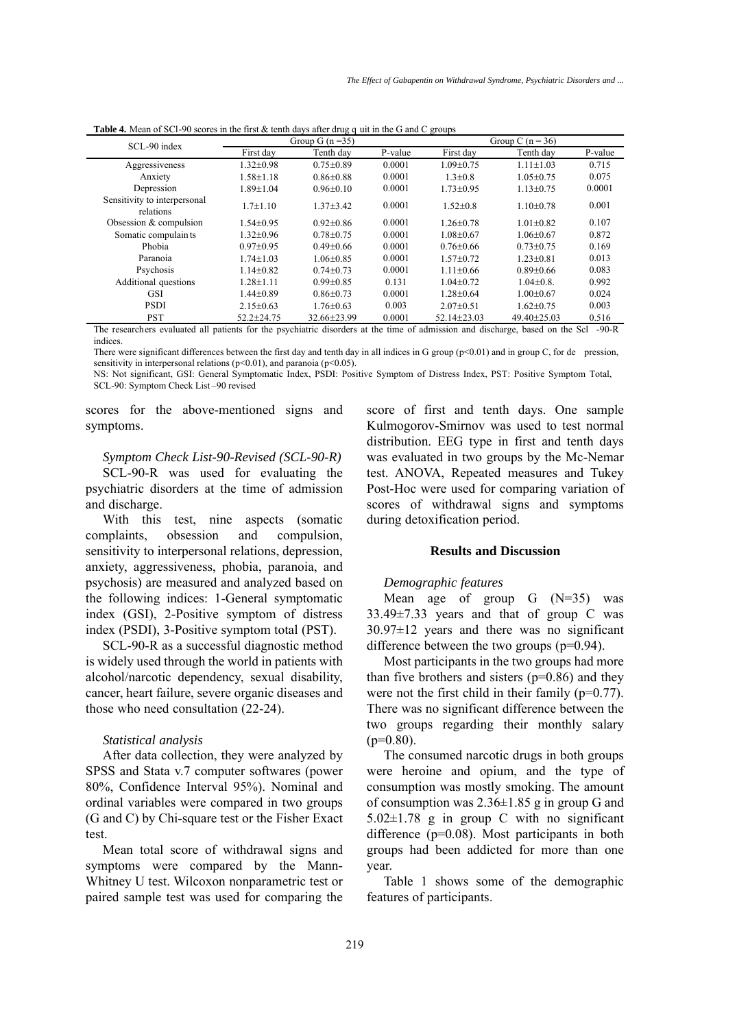**Table 4.** Mean of SCl-90 scores in the first & tenth days after drug q uit in the G and C groups

| SCL-90 index | Group G (n =35) | | | Group C (n = 36) | | |
|---|---|---|---|---|---|---|
| | First day | Tenth day | P-value | First day | Tenth day | P-value |
| Aggressiveness | 1.32±0.98 | 0.75±0.89 | 0.0001 | 1.09±0.75 | 1.11±1.03 | 0.715 |
| Anxiety | 1.58±1.18 | 0.86±0.88 | 0.0001 | 1.3±0.8 | 1.05±0.75 | 0.075 |
| Depression | 1.89±1.04 | 0.96±0.10 | 0.0001 | 1.73±0.95 | 1.13±0.75 | 0.0001 |
| Sensitivity to interpersonal relations | 1.7±1.10 | 1.37±3.42 | 0.0001 | 1.52±0.8 | 1.10±0.78 | 0.001 |
| Obsession & compulsion | 1.54±0.95 | 0.92±0.86 | 0.0001 | 1.26±0.78 | 1.01±0.82 | 0.107 |
| Somatic compulain ts | 1.32±0.96 | 0.78±0.75 | 0.0001 | 1.08±0.67 | 1.06±0.67 | 0.872 |
| Phobia | 0.97±0.95 | 0.49±0.66 | 0.0001 | 0.76±0.66 | 0.73±0.75 | 0.169 |
| Paranoia | 1.74±1.03 | 1.06±0.85 | 0.0001 | 1.57±0.72 | 1.23±0.81 | 0.013 |
| Psychosis | 1.14±0.82 | 0.74±0.73 | 0.0001 | 1.11±0.66 | 0.89±0.66 | 0.083 |
| Additional questions | 1.28±1.11 | 0.99±0.85 | 0.131 | 1.04±0.72 | 1.04±0.8. | 0.992 |
| GSI | 1.44±0.89 | 0.86±0.73 | 0.0001 | 1.28±0.64 | 1.00±0.67 | 0.024 |
| PSDI | 2.15±0.63 | 1.76±0.63 | 0.003 | 2.07±0.51 | 1.62±0.75 | 0.003 |
| PST | 52.2±24.75 | 32.66±23.99 | 0.0001 | 52.14±23.03 | 49.40±25.03 | 0.516 |

The researchers evaluated all patients for the psychiatric disorders at the time of admission and discharge, based on the Scl -90-R indices.

There were significant differences between the first day and tenth day in all indices in G group ($p<0.01$) and in group C, for de pression, sensitivity in interpersonal relations ($p<0.01$), and paranoia ($p<0.05$).

NS: Not significant, GSI: General Symptomatic Index, PSDI: Positive Symptom of Distress Index, PST: Positive Symptom Total, SCL-90: Symptom Check List –90 revised

scores for the above-mentioned signs and symptoms.

*Symptom Check List-90-Revised (SCL-90-R)*

SCL-90-R was used for evaluating the psychiatric disorders at the time of admission and discharge.

With this test, nine aspects (somatic complaints, obsession and compulsion, sensitivity to interpersonal relations, depression, anxiety, aggressiveness, phobia, paranoia, and psychosis) are measured and analyzed based on the following indices: 1-General symptomatic index (GSI), 2-Positive symptom of distress index (PSDI), 3-Positive symptom total (PST).

SCL-90-R as a successful diagnostic method is widely used through the world in patients with alcohol/narcotic dependency, sexual disability, cancer, heart failure, severe organic diseases and those who need consultation (22-24).

*Statistical analysis*

After data collection, they were analyzed by SPSS and Stata v.7 computer softwares (power 80%, Confidence Interval 95%). Nominal and ordinal variables were compared in two groups (G and C) by Chi-square test or the Fisher Exact test.

Mean total score of withdrawal signs and symptoms were compared by the Mann-Whitney U test. Wilcoxon nonparametric test or paired sample test was used for comparing the score of first and tenth days. One sample Kulmogorov-Smirnov was used to test normal distribution. EEG type in first and tenth days was evaluated in two groups by the Mc-Nemar test. ANOVA, Repeated measures and Tukey Post-Hoc were used for comparing variation of scores of withdrawal signs and symptoms during detoxification period.

## Results and Discussion

*Demographic features*

Mean age of group G (N=35) was 33.49±7.33 years and that of group C was 30.97±12 years and there was no significant difference between the two groups (p=0.94).

Most participants in the two groups had more than five brothers and sisters (p=0.86) and they were not the first child in their family (p=0.77). There was no significant difference between the two groups regarding their monthly salary (p=0.80).

The consumed narcotic drugs in both groups were heroine and opium, and the type of consumption was mostly smoking. The amount of consumption was 2.36±1.85 g in group G and 5.02±1.78 g in group C with no significant difference (p=0.08). Most participants in both groups had been addicted for more than one year.

Table 1 shows some of the demographic features of participants.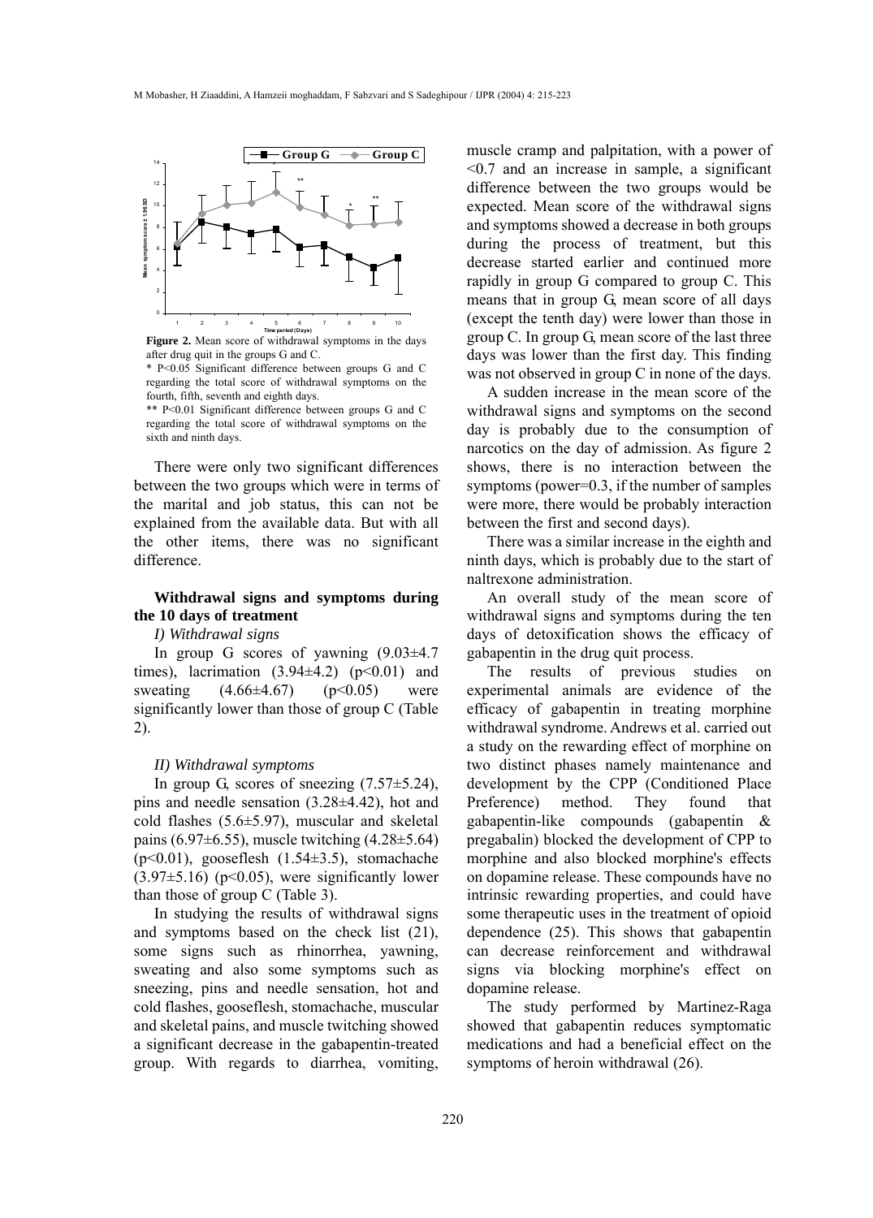**Figure 2.** Mean score of withdrawal symptoms in the days after drug quit in the groups G and C.

* P<0.05 Significant difference between groups G and C regarding the total score of withdrawal symptoms on the fourth, fifth, seventh and eighth days.

** P<0.01 Significant difference between groups G and C regarding the total score of withdrawal symptoms on the sixth and ninth days.

There were only two significant differences between the two groups which were in terms of the marital and job status, this can not be explained from the available data. But with all the other items, there was no significant difference.

### Withdrawal signs and symptoms during the 10 days of treatment

*I) Withdrawal signs*

In group G scores of yawning (9.03±4.7 times), lacrimation (3.94±4.2) ($p<0.01$) and sweating (4.66±4.67) ($p<0.05$) were significantly lower than those of group C (Table 2).

*II) Withdrawal symptoms*

In group G, scores of sneezing (7.57±5.24), pins and needle sensation (3.28±4.42), hot and cold flashes (5.6±5.97), muscular and skeletal pains (6.97±6.55), muscle twitching (4.28±5.64) ($p<0.01$), gooseflesh (1.54±3.5), stomachache (3.97±5.16) ($p<0.05$), were significantly lower than those of group C (Table 3).

In studying the results of withdrawal signs and symptoms based on the check list (21), some signs such as rhinorrhea, yawning, sweating and also some symptoms such as sneezing, pins and needle sensation, hot and cold flashes, gooseflesh, stomachache, muscular and skeletal pains, and muscle twitching showed a significant decrease in the gabapentin-treated group. With regards to diarrhea, vomiting, muscle cramp and palpitation, with a power of <0.7 and an increase in sample, a significant difference between the two groups would be expected. Mean score of the withdrawal signs and symptoms showed a decrease in both groups during the process of treatment, but this decrease started earlier and continued more rapidly in group G compared to group C. This means that in group G, mean score of all days (except the tenth day) were lower than those in group C. In group G, mean score of the last three days was lower than the first day. This finding was not observed in group C in none of the days.

A sudden increase in the mean score of the withdrawal signs and symptoms on the second day is probably due to the consumption of narcotics on the day of admission. As figure 2 shows, there is no interaction between the symptoms (power=0.3, if the number of samples were more, there would be probably interaction between the first and second days).

There was a similar increase in the eighth and ninth days, which is probably due to the start of naltrexone administration.

An overall study of the mean score of withdrawal signs and symptoms during the ten days of detoxification shows the efficacy of gabapentin in the drug quit process.

The results of previous studies on experimental animals are evidence of the efficacy of gabapentin in treating morphine withdrawal syndrome. Andrews et al. carried out a study on the rewarding effect of morphine on two distinct phases namely maintenance and development by the CPP (Conditioned Place Preference) method. They found that gabapentin-like compounds (gabapentin & pregabalin) blocked the development of CPP to morphine and also blocked morphine's effects on dopamine release. These compounds have no intrinsic rewarding properties, and could have some therapeutic uses in the treatment of opioid dependence (25). This shows that gabapentin can decrease reinforcement and withdrawal signs via blocking morphine's effect on dopamine release.

The study performed by Martinez-Raga showed that gabapentin reduces symptomatic medications and had a beneficial effect on the symptoms of heroin withdrawal (26).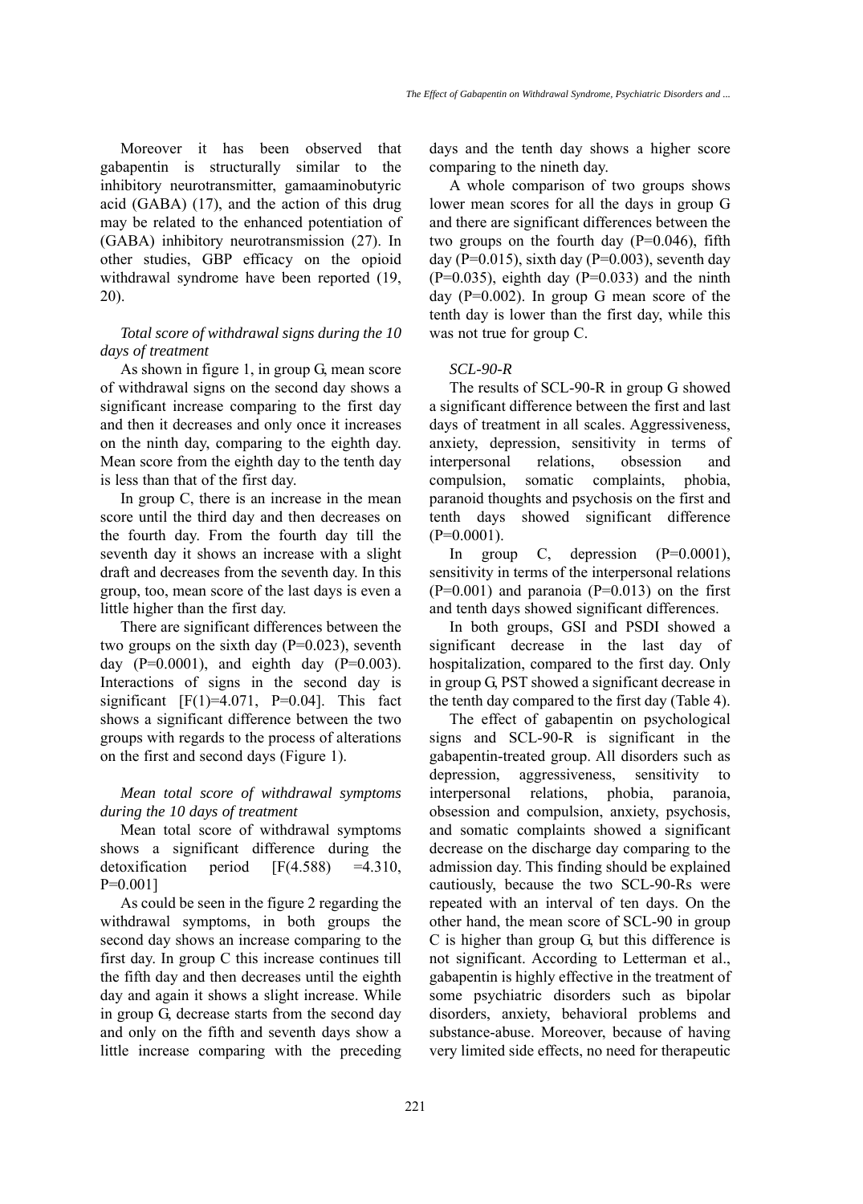Moreover it has been observed that gabapentin is structurally similar to the inhibitory neurotransmitter, gamaaminobutyric acid (GABA) (17), and the action of this drug may be related to the enhanced potentiation of (GABA) inhibitory neurotransmission (27). In other studies, GBP efficacy on the opioid withdrawal syndrome have been reported (19, 20).

*Total score of withdrawal signs during the 10 days of treatment*

As shown in figure 1, in group G, mean score of withdrawal signs on the second day shows a significant increase comparing to the first day and then it decreases and only once it increases on the ninth day, comparing to the eighth day. Mean score from the eighth day to the tenth day is less than that of the first day.

In group C, there is an increase in the mean score until the third day and then decreases on the fourth day. From the fourth day till the seventh day it shows an increase with a slight draft and decreases from the seventh day. In this group, too, mean score of the last days is even a little higher than the first day.

There are significant differences between the two groups on the sixth day (P=0.023), seventh day (P=0.0001), and eighth day (P=0.003). Interactions of signs in the second day is significant [F(1)=4.071, P=0.04]. This fact shows a significant difference between the two groups with regards to the process of alterations on the first and second days (Figure 1).

*Mean total score of withdrawal symptoms during the 10 days of treatment*

Mean total score of withdrawal symptoms shows a significant difference during the detoxification period [F(4.588) =4.310, P=0.001]

As could be seen in the figure 2 regarding the withdrawal symptoms, in both groups the second day shows an increase comparing to the first day. In group C this increase continues till the fifth day and then decreases until the eighth day and again it shows a slight increase. While in group G, decrease starts from the second day and only on the fifth and seventh days show a little increase comparing with the preceding days and the tenth day shows a higher score comparing to the nineth day.

A whole comparison of two groups shows lower mean scores for all the days in group G and there are significant differences between the two groups on the fourth day (P=0.046), fifth day (P=0.015), sixth day (P=0.003), seventh day (P=0.035), eighth day (P=0.033) and the ninth day (P=0.002). In group G mean score of the tenth day is lower than the first day, while this was not true for group C.

*SCL-90-R*

The results of SCL-90-R in group G showed a significant difference between the first and last days of treatment in all scales. Aggressiveness, anxiety, depression, sensitivity in terms of interpersonal relations, obsession and compulsion, somatic complaints, phobia, paranoid thoughts and psychosis on the first and tenth days showed significant difference (P=0.0001).

In group C, depression (P=0.0001), sensitivity in terms of the interpersonal relations (P=0.001) and paranoia (P=0.013) on the first and tenth days showed significant differences.

In both groups, GSI and PSDI showed a significant decrease in the last day of hospitalization, compared to the first day. Only in group G, PST showed a significant decrease in the tenth day compared to the first day (Table 4).

The effect of gabapentin on psychological signs and SCL-90-R is significant in the gabapentin-treated group. All disorders such as depression, aggressiveness, sensitivity to interpersonal relations, phobia, paranoia, obsession and compulsion, anxiety, psychosis, and somatic complaints showed a significant decrease on the discharge day comparing to the admission day. This finding should be explained cautiously, because the two SCL-90-Rs were repeated with an interval of ten days. On the other hand, the mean score of SCL-90 in group C is higher than group G, but this difference is not significant. According to Letterman et al., gabapentin is highly effective in the treatment of some psychiatric disorders such as bipolar disorders, anxiety, behavioral problems and substance-abuse. Moreover, because of having very limited side effects, no need for therapeutic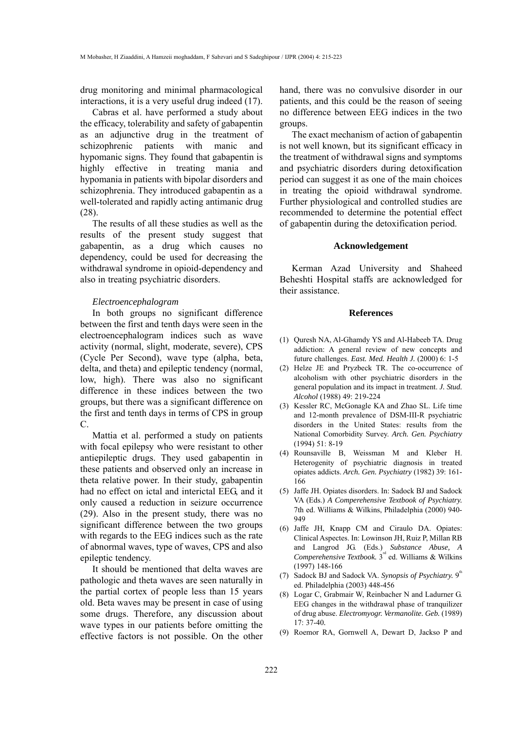drug monitoring and minimal pharmacological interactions, it is a very useful drug indeed (17).

Cabras et al. have performed a study about the efficacy, tolerability and safety of gabapentin as an adjunctive drug in the treatment of schizophrenic patients with manic and hypomanic signs. They found that gabapentin is highly effective in treating mania and hypomania in patients with bipolar disorders and schizophrenia. They introduced gabapentin as a well-tolerated and rapidly acting antimanic drug (28).

The results of all these studies as well as the results of the present study suggest that gabapentin, as a drug which causes no dependency, could be used for decreasing the withdrawal syndrome in opioid-dependency and also in treating psychiatric disorders.

*Electroencephalogram*

In both groups no significant difference between the first and tenth days were seen in the electroencephalogram indices such as wave activity (normal, slight, moderate, severe), CPS (Cycle Per Second), wave type (alpha, beta, delta, and theta) and epileptic tendency (normal, low, high). There was also no significant difference in these indices between the two groups, but there was a significant difference on the first and tenth days in terms of CPS in group C.

Mattia et al. performed a study on patients with focal epilepsy who were resistant to other antiepileptic drugs. They used gabapentin in these patients and observed only an increase in theta relative power. In their study, gabapentin had no effect on ictal and interictal EEG, and it only caused a reduction in seizure occurrence (29). Also in the present study, there was no significant difference between the two groups with regards to the EEG indices such as the rate of abnormal waves, type of waves, CPS and also epileptic tendency.

It should be mentioned that delta waves are pathologic and theta waves are seen naturally in the partial cortex of people less than 15 years old. Beta waves may be present in case of using some drugs. Therefore, any discussion about wave types in our patients before omitting the effective factors is not possible. On the other hand, there was no convulsive disorder in our patients, and this could be the reason of seeing no difference between EEG indices in the two groups.

The exact mechanism of action of gabapentin is not well known, but its significant efficacy in the treatment of withdrawal signs and symptoms and psychiatric disorders during detoxification period can suggest it as one of the main choices in treating the opioid withdrawal syndrome. Further physiological and controlled studies are recommended to determine the potential effect of gabapentin during the detoxification period.

## Acknowledgement

Kerman Azad University and Shaheed Beheshti Hospital staffs are acknowledged for their assistance.

## References

(1) Quresh NA, Al-Ghamdy YS and Al-Habeeb TA. Drug addiction: A general review of new concepts and future challenges. *East. Med. Health J.* (2000) 6: 1-5

(2) Helze JE and Pryzbeck TR. The co-occurrence of alcoholism with other psychiatric disorders in the general population and its impact in treatment. *J. Stud. Alcohol* (1988) 49: 219-224

(3) Kessler RC, McGonagle KA and Zhao SL. Life time and 12-month prevalence of DSM-III-R psychiatric disorders in the United States: results from the National Comorbidity Survey. *Arch. Gen. Psychiatry* (1994) 51: 8-19

(4) Rounsaville B, Weissman M and Kleber H. Heterogenity of psychiatric diagnosis in treated opiates addicts. *Arch. Gen. Psychiatry* (1982) 39: 161-166

(5) Jaffe JH. Opiates disorders. In: Sadock BJ and Sadock VA (Eds.) *A Comperehensive Textbook of Psychiatry.* 7th ed. Williams & Wilkins, Philadelphia (2000) 940-949

(6) Jaffe JH, Knapp CM and Ciraulo DA. Opiates: Clinical Aspectes. In: Lowinson JH, Ruiz P, Millan RB and Langrod JG. (Eds.) *Substance Abuse, A Comperehensive Textbook.* 3rd ed. Williams & Wilkins (1997) 148-166

(7) Sadock BJ and Sadock VA. *Synopsis of Psychiatry.* 9th ed. Philadelphia (2003) 448-456

(8) Logar C, Grabmair W, Reinbacher N and Ladurner G. EEG changes in the withdrawal phase of tranquilizer of drug abuse. *Electromyogr. Vermanolite. Geb.* (1989) 17: 37-40.

(9) Roemor RA, Gornwell A, Dewart D, Jackso P and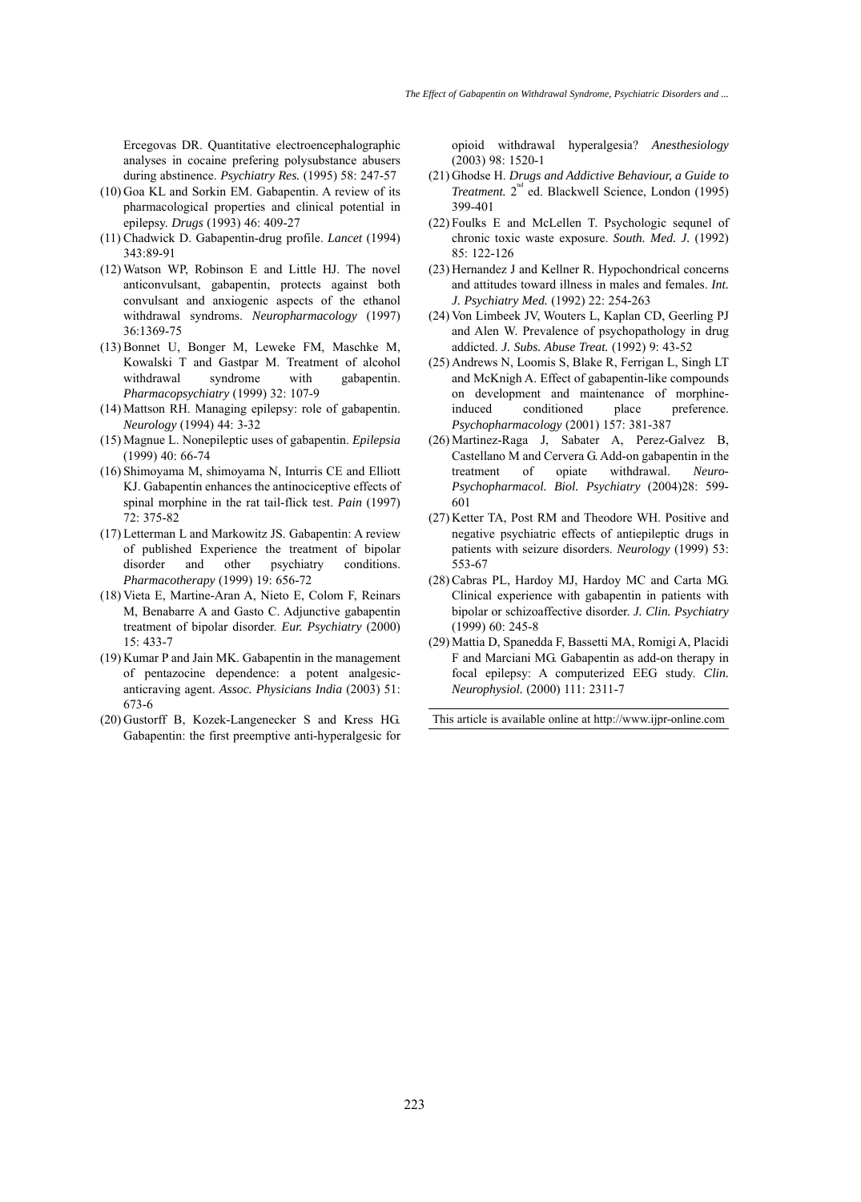Ercegovas DR. Quantitative electroencephalographic analyses in cocaine prefering polysubstance abusers during abstinence. *Psychiatry Res.* (1995) 58: 247-57

(10) Goa KL and Sorkin EM. Gabapentin. A review of its pharmacological properties and clinical potential in epilepsy. *Drugs* (1993) 46: 409-27

(11) Chadwick D. Gabapentin-drug profile. *Lancet* (1994) 343:89-91

(12) Watson WP, Robinson E and Little HJ. The novel anticonvulsant, gabapentin, protects against both convulsant and anxiogenic aspects of the ethanol withdrawal syndroms. *Neuropharmacology* (1997) 36:1369-75

(13) Bonnet U, Bonger M, Leweke FM, Maschke M, Kowalski T and Gastpar M. Treatment of alcohol withdrawal syndrome with gabapentin. *Pharmacopsychiatry* (1999) 32: 107-9

(14) Mattson RH. Managing epilepsy: role of gabapentin. *Neurology* (1994) 44: 3-32

(15) Magnue L. Nonepileptic uses of gabapentin. *Epilepsia* (1999) 40: 66-74

(16) Shimoyama M, shimoyama N, Inturris CE and Elliott KJ. Gabapentin enhances the antinociceptive effects of spinal morphine in the rat tail-flick test. *Pain* (1997) 72: 375-82

(17) Letterman L and Markowitz JS. Gabapentin: A review of published Experience the treatment of bipolar disorder and other psychiatry conditions. *Pharmacotherapy* (1999) 19: 656-72

(18) Vieta E, Martine-Aran A, Nieto E, Colom F, Reinars M, Benabarre A and Gasto C. Adjunctive gabapentin treatment of bipolar disorder. *Eur. Psychiatry* (2000) 15: 433-7

(19) Kumar P and Jain MK. Gabapentin in the management of pentazocine dependence: a potent analgesic-anticraving agent. *Assoc. Physicians India* (2003) 51: 673-6

(20) Gustorff B, Kozek-Langenecker S and Kress HG. Gabapentin: the first preemptive anti-hyperalgesic for opioid withdrawal hyperalgesia? *Anesthesiology* (2003) 98: 1520-1

(21) Ghodse H. *Drugs and Addictive Behaviour, a Guide to Treatment.* 2nd ed. Blackwell Science, London (1995) 399-401

(22) Foulks E and McLellen T. Psychologic sequnel of chronic toxic waste exposure. *South. Med. J.* (1992) 85: 122-126

(23) Hernandez J and Kellner R. Hypochondrical concerns and attitudes toward illness in males and females. *Int. J. Psychiatry Med.* (1992) 22: 254-263

(24) Von Limbeek JV, Wouters L, Kaplan CD, Geerling PJ and Alen W. Prevalence of psychopathology in drug addicted. *J. Subs. Abuse Treat.* (1992) 9: 43-52

(25) Andrews N, Loomis S, Blake R, Ferrigan L, Singh LT and McKnigh A. Effect of gabapentin-like compounds on development and maintenance of morphine-induced conditioned place preference. *Psychopharmacology* (2001) 157: 381-387

(26) Martinez-Raga J, Sabater A, Perez-Galvez B, Castellano M and Cervera G. Add-on gabapentin in the treatment of opiate withdrawal. *Neuro-Psychopharmacol. Biol. Psychiatry* (2004)28: 599-601

(27) Ketter TA, Post RM and Theodore WH. Positive and negative psychiatric effects of antiepileptic drugs in patients with seizure disorders. *Neurology* (1999) 53: 553-67

(28) Cabras PL, Hardoy MJ, Hardoy MC and Carta MG. Clinical experience with gabapentin in patients with bipolar or schizoaffective disorder. *J. Clin. Psychiatry* (1999) 60: 245-8

(29) Mattia D, Spanedda F, Bassetti MA, Romigi A, Placidi F and Marciani MG. Gabapentin as add-on therapy in focal epilepsy: A computerized EEG study. *Clin. Neurophysiol.* (2000) 111: 2311-7

This article is available online at http://www.ijpr-online.com